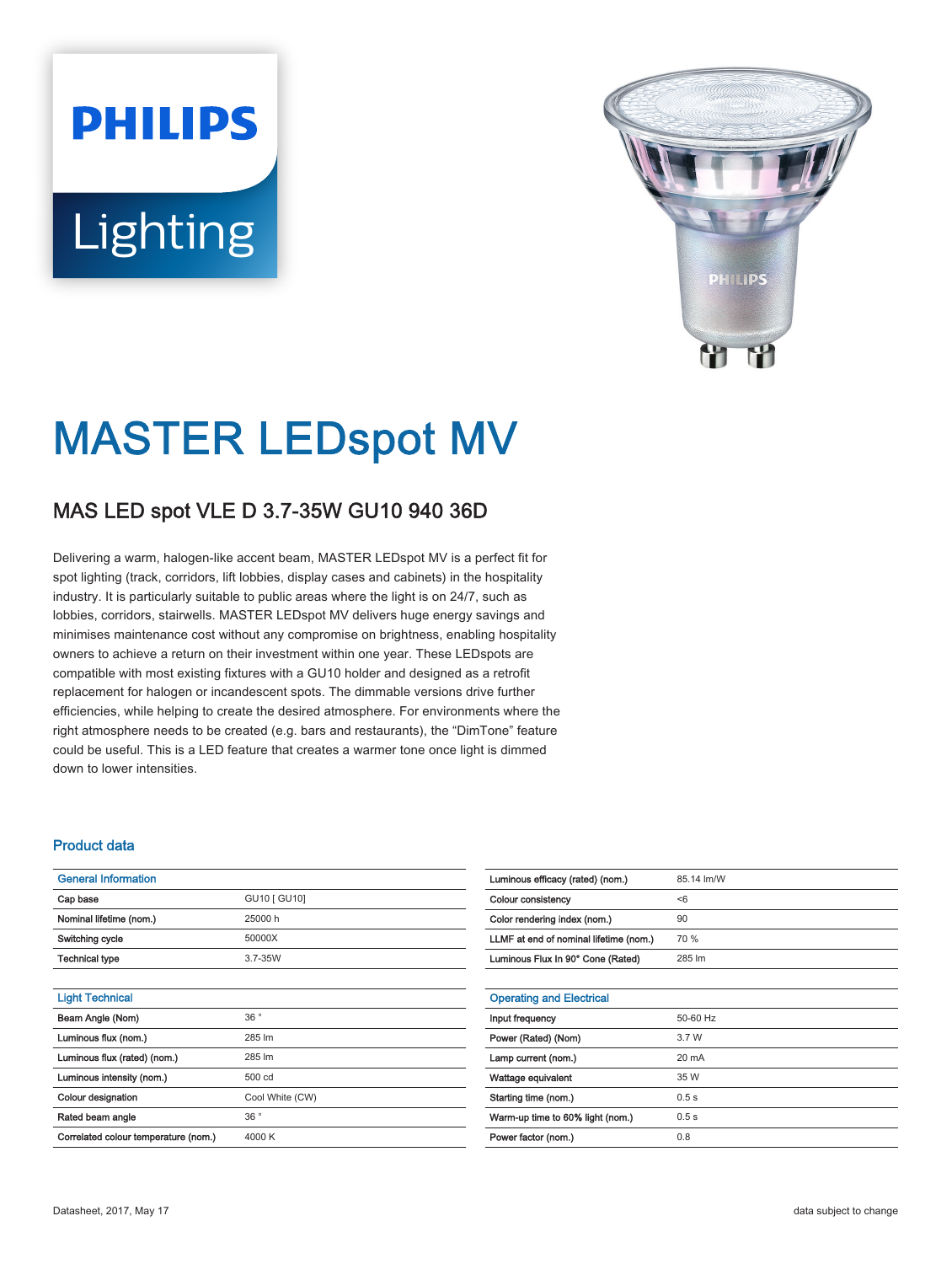PHILIPS

Lighting

# MASTER LEDspot MV

## MAS LED spot VLE D 3.7-35W GU10 940 36D

Delivering a warm, halogen-like accent beam, MASTER LEDspot MV is a perfect fit for spot lighting (track, corridors, lift lobbies, display cases and cabinets) in the hospitality industry. It is particularly suitable to public areas where the light is on 24/7, such as lobbies, corridors, stairwells. MASTER LEDspot MV delivers huge energy savings and minimises maintenance cost without any compromise on brightness, enabling hospitality owners to achieve a return on their investment within one year. These LEDspots are compatible with most existing fixtures with a GU10 holder and designed as a retrofit replacement for halogen or incandescent spots. The dimmable versions drive further efficiencies, while helping to create the desired atmosphere. For environments where the right atmosphere needs to be created (e.g. bars and restaurants), the "DimTone" feature could be useful. This is a LED feature that creates a warmer tone once light is dimmed down to lower intensities.

### Product data

| General Information | |
|---|---|
| Cap base | GU10 [ GU10] |
| Nominal lifetime (nom.) | 25000 h |
| Switching cycle | 50000X |
| Technical type | 3.7-35W |

| Light Technical | |
|---|---|
| Beam Angle (Nom) | 36 ° |
| Luminous flux (nom.) | 285 lm |
| Luminous flux (rated) (nom.) | 285 lm |
| Luminous intensity (nom.) | 500 cd |
| Colour designation | Cool White (CW) |
| Rated beam angle | 36 ° |
| Correlated colour temperature (nom.) | 4000 K |
| Luminous efficacy (rated) (nom.) | 85.14 lm/W |
| Colour consistency | <6 |
| Color rendering index (nom.) | 90 |
| LLMF at end of nominal lifetime (nom.) | 70 % |
| Luminous Flux In 90° Cone (Rated) | 285 lm |

| Operating and Electrical | |
|---|---|
| Input frequency | 50-60 Hz |
| Power (Rated) (Nom) | 3.7 W |
| Lamp current (nom.) | 20 mA |
| Wattage equivalent | 35 W |
| Starting time (nom.) | 0.5 s |
| Warm-up time to 60% light (nom.) | 0.5 s |
| Power factor (nom.) | 0.8 |

Datasheet, 2017, May 17

data subject to change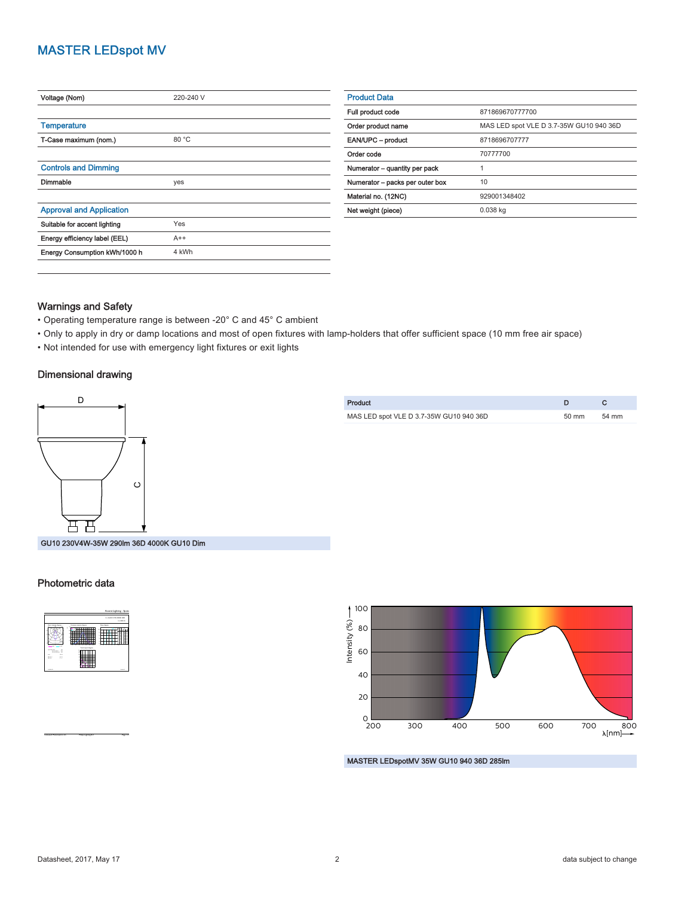# MASTER LEDspot MV

| Voltage (Nom) | 220-240 V |
|---|---|

| Temperature | |
|---|---|
| T-Case maximum (nom.) | 80 °C |

| Controls and Dimming | |
|---|---|
| Dimmable | yes |

| Approval and Application | |
|---|---|
| Suitable for accent lighting | Yes |
| Energy efficiency label (EEL) | A++ |
| Energy Consumption kWh/1000 h | 4 kWh |

| Product Data | |
|---|---|
| Full product code | 871869670777700 |
| Order product name | MAS LED spot VLE D 3.7-35W GU10 940 36D |
| EAN/UPC – product | 8718696707777 |
| Order code | 70777700 |
| Numerator – quantity per pack | 1 |
| Numerator – packs per outer box | 10 |
| Material no. (12NC) | 929001348402 |
| Net weight (piece) | 0.038 kg |

## Warnings and Safety

- Operating temperature range is between -20° C and 45° C ambient
- Only to apply in dry or damp locations and most of open fixtures with lamp-holders that offer sufficient space (10 mm free air space)
- Not intended for use with emergency light fixtures or exit lights

## Dimensional drawing

GU10 230V4W-35W 290lm 36D 4000K GU10 Dim

| Product | D | C |
|---|---|---|
| MAS LED spot VLE D 3.7-35W GU10 940 36D | 50 mm | 54 mm |

## Photometric data

MASTER LEDspotMV 35W GU10 940 36D 285lm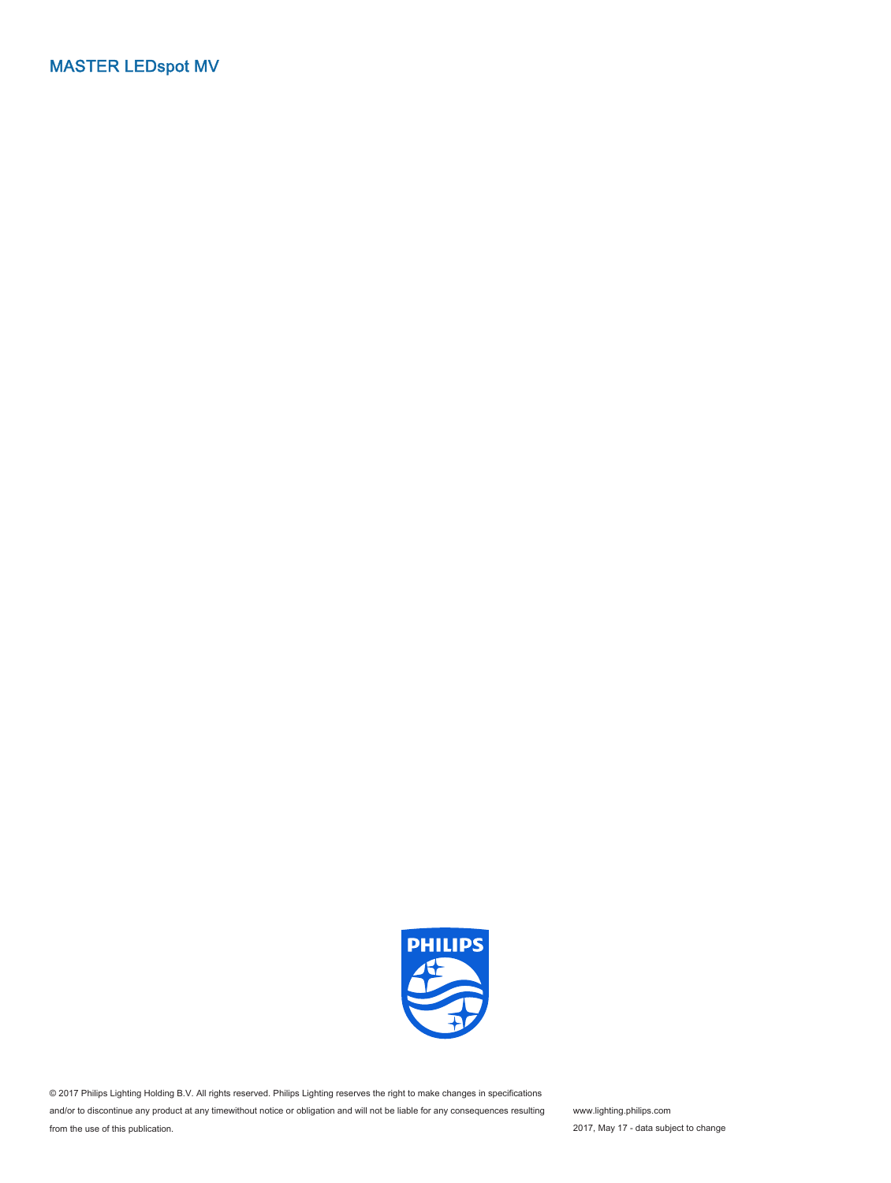© 2017 Philips Lighting Holding B.V. All rights reserved. Philips Lighting reserves the right to make changes in specifications and/or to discontinue any product at any timewithout notice or obligation and will not be liable for any consequences resulting from the use of this publication.

www.lighting.philips.com

2017, May 17 - data subject to change